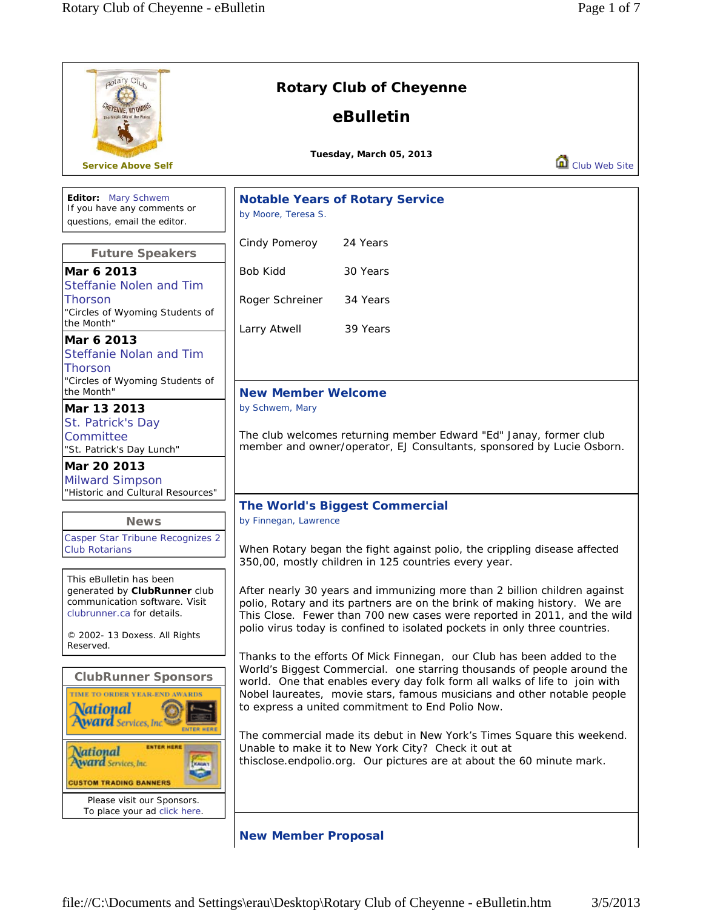# Rotary Club of Cheyenne

## eBulletin

**Tuesday, March 05, 2013**

Service Above Self

Club Web Site

**Editor:** Mary Schwem
If you have any comments or questions, email the editor.

### Future Speakers

**Mar 6 2013**
Steffanie Nolen and Tim Thorson
"Circles of Wyoming Students of the Month"

**Mar 6 2013**
Steffanie Nolan and Tim Thorson
"Circles of Wyoming Students of the Month"

**Mar 13 2013**
St. Patrick's Day Committee
"St. Patrick's Day Lunch"

**Mar 20 2013**
Milward Simpson
"Historic and Cultural Resources"

### News

Casper Star Tribune Recognizes 2 Club Rotarians

This eBulletin has been generated by **ClubRunner** club communication software. Visit clubrunner.ca for details.

© 2002- 13 Doxess. All Rights Reserved.

### ClubRunner Sponsors

Please visit our Sponsors.
To place your ad click here.

## Notable Years of Rotary Service

by Moore, Teresa S.

Cindy Pomeroy 24 Years

Bob Kidd 30 Years

Roger Schreiner 34 Years

Larry Atwell 39 Years

## New Member Welcome

by Schwem, Mary

The club welcomes returning member Edward "Ed" Janay, former club member and owner/operator, EJ Consultants, sponsored by Lucie Osborn.

## The World's Biggest Commercial

by Finnegan, Lawrence

When Rotary began the fight against polio, the crippling disease affected 350,00, mostly children in 125 countries every year.

After nearly 30 years and immunizing more than 2 billion children against polio, Rotary and its partners are on the brink of making history. We are This Close. Fewer than 700 new cases were reported in 2011, and the wild polio virus today is confined to isolated pockets in only three countries.

Thanks to the efforts Of Mick Finnegan, our Club has been added to the World's Biggest Commercial. one starring thousands of people around the world. One that enables every day folk form all walks of life to join with Nobel laureates, movie stars, famous musicians and other notable people to express a united commitment to End Polio Now.

The commercial made its debut in New York's Times Square this weekend. Unable to make it to New York City? Check it out at thisclose.endpolio.org. Our pictures are at about the 60 minute mark.

## New Member Proposal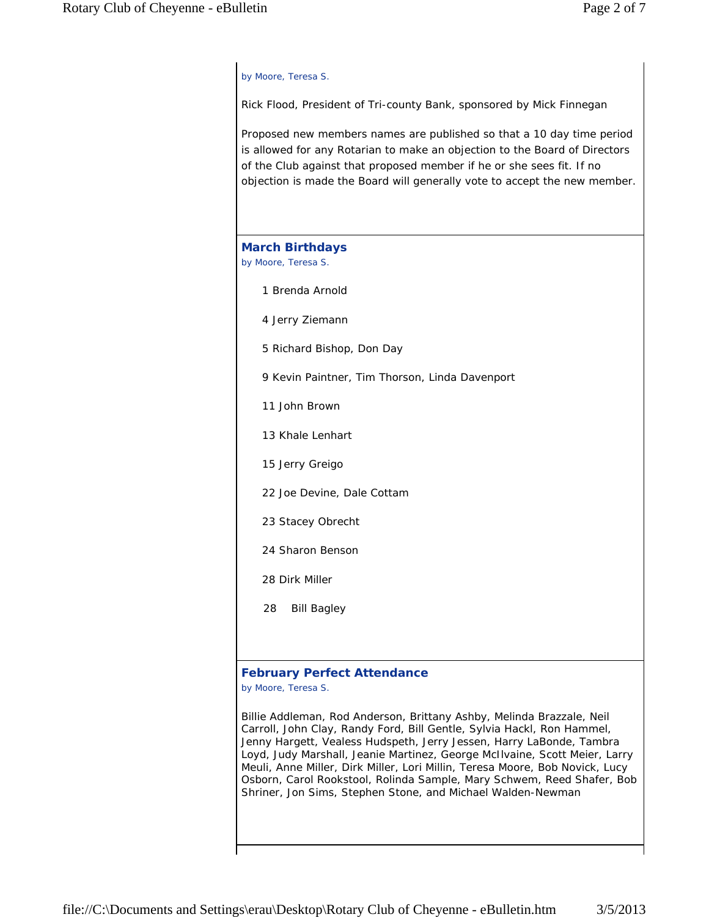by Moore, Teresa S.

Rick Flood, President of Tri-county Bank, sponsored by Mick Finnegan

Proposed new members names are published so that a 10 day time period is allowed for any Rotarian to make an objection to the Board of Directors of the Club against that proposed member if he or she sees fit. If no objection is made the Board will generally vote to accept the new member.

## March Birthdays

by Moore, Teresa S.

1 Brenda Arnold

4 Jerry Ziemann

5 Richard Bishop, Don Day

9 Kevin Paintner, Tim Thorson, Linda Davenport

11 John Brown

13 Khale Lenhart

15 Jerry Greigo

22 Joe Devine, Dale Cottam

23 Stacey Obrecht

24 Sharon Benson

28 Dirk Miller

28 Bill Bagley

## February Perfect Attendance

by Moore, Teresa S.

Billie Addleman, Rod Anderson, Brittany Ashby, Melinda Brazzale, Neil Carroll, John Clay, Randy Ford, Bill Gentle, Sylvia Hackl, Ron Hammel, Jenny Hargett, Vealess Hudspeth, Jerry Jessen, Harry LaBonde, Tambra Loyd, Judy Marshall, Jeanie Martinez, George McIlvaine, Scott Meier, Larry Meuli, Anne Miller, Dirk Miller, Lori Millin, Teresa Moore, Bob Novick, Lucy Osborn, Carol Rookstool, Rolinda Sample, Mary Schwem, Reed Shafer, Bob Shriner, Jon Sims, Stephen Stone, and Michael Walden-Newman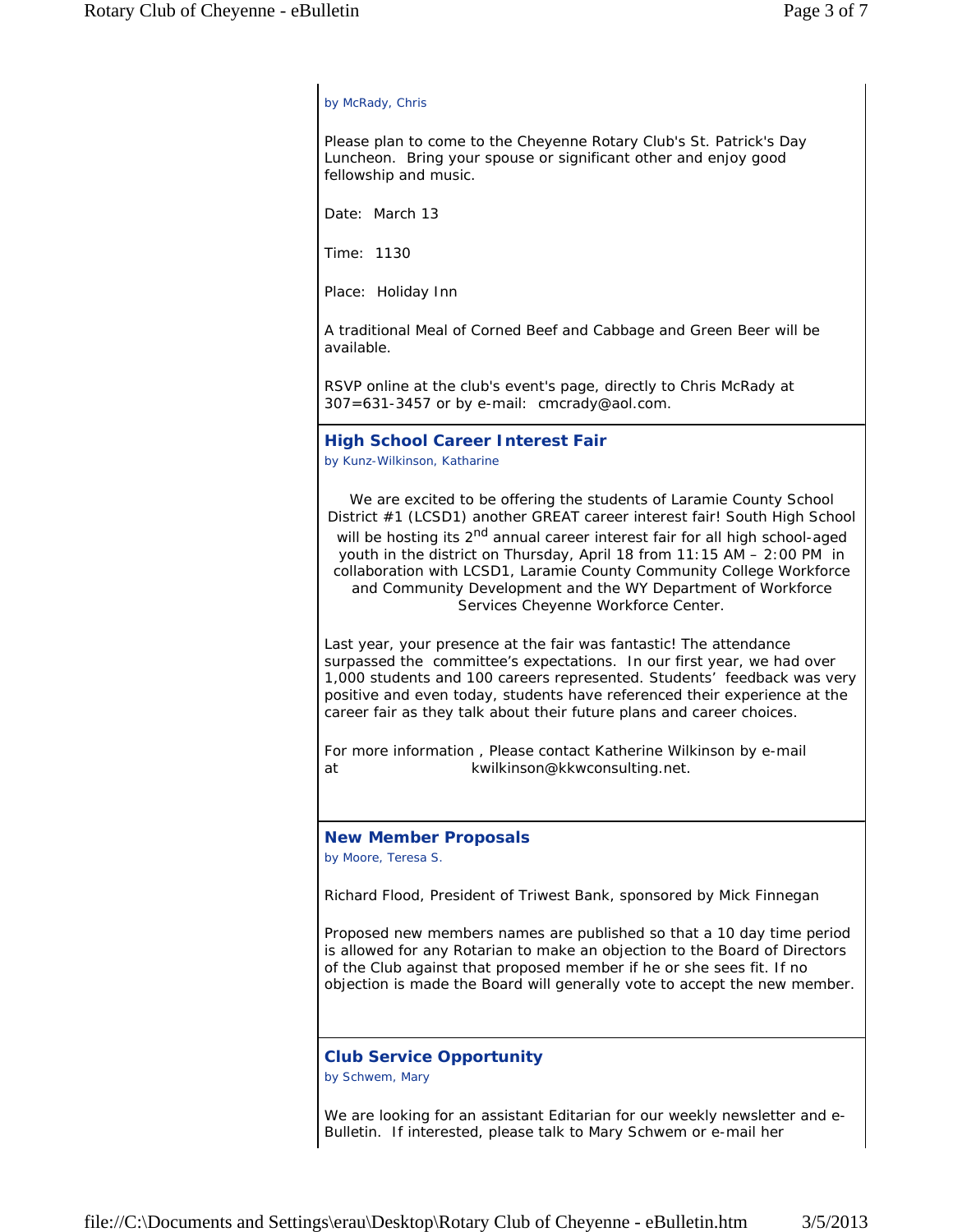by McRady, Chris

Please plan to come to the Cheyenne Rotary Club's St. Patrick's Day Luncheon. Bring your spouse or significant other and enjoy good fellowship and music.

Date: March 13

Time: 1130

Place: Holiday Inn

A traditional Meal of Corned Beef and Cabbage and Green Beer will be available.

RSVP online at the club's event's page, directly to Chris McRady at 307=631-3457 or by e-mail: cmcrady@aol.com.

## High School Career Interest Fair

by Kunz-Wilkinson, Katharine

We are excited to be offering the students of Laramie County School District #1 (LCSD1) another GREAT career interest fair! South High School will be hosting its 2nd annual career interest fair for all high school-aged youth in the district on Thursday, April 18 from 11:15 AM – 2:00 PM in collaboration with LCSD1, Laramie County Community College Workforce and Community Development and the WY Department of Workforce Services Cheyenne Workforce Center.

Last year, your presence at the fair was fantastic! The attendance surpassed the committee's expectations. In our first year, we had over 1,000 students and 100 careers represented. Students' feedback was very positive and even today, students have referenced their experience at the career fair as they talk about their future plans and career choices.

For more information , Please contact Katherine Wilkinson by e-mail at kwilkinson@kkwconsulting.net.

## New Member Proposals

by Moore, Teresa S.

Richard Flood, President of Triwest Bank, sponsored by Mick Finnegan

Proposed new members names are published so that a 10 day time period is allowed for any Rotarian to make an objection to the Board of Directors of the Club against that proposed member if he or she sees fit. If no objection is made the Board will generally vote to accept the new member.

## Club Service Opportunity

by Schwem, Mary

We are looking for an assistant Editarian for our weekly newsletter and e-Bulletin. If interested, please talk to Mary Schwem or e-mail her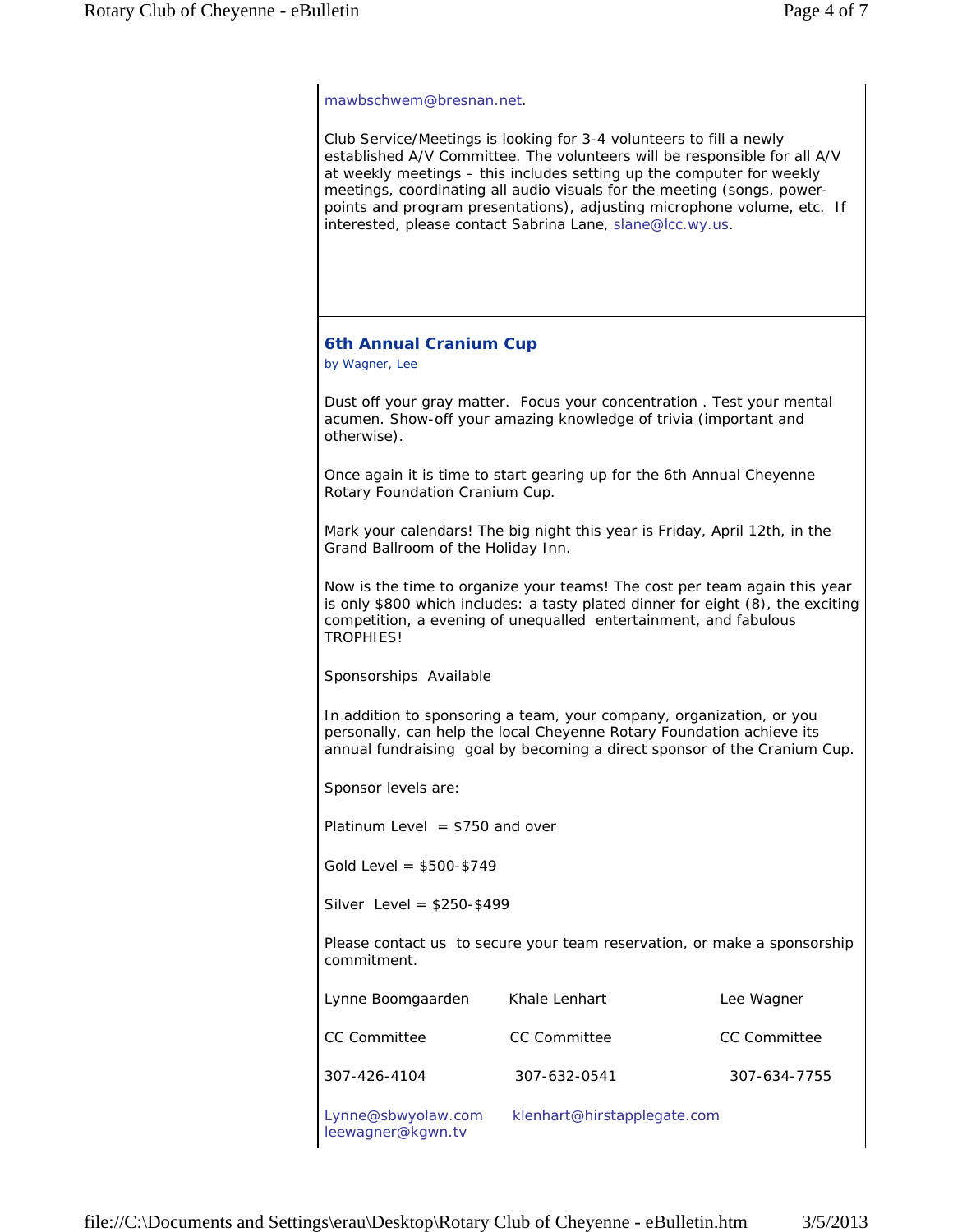mawbschwem@bresnan.net.

Club Service/Meetings is looking for 3-4 volunteers to fill a newly established A/V Committee. The volunteers will be responsible for all A/V at weekly meetings – this includes setting up the computer for weekly meetings, coordinating all audio visuals for the meeting (songs, power-points and program presentations), adjusting microphone volume, etc. If interested, please contact Sabrina Lane, slane@lcc.wy.us.

## 6th Annual Cranium Cup

by Wagner, Lee

Dust off your gray matter. Focus your concentration . Test your mental acumen. Show-off your amazing knowledge of trivia (important and otherwise).

Once again it is time to start gearing up for the 6th Annual Cheyenne Rotary Foundation Cranium Cup.

Mark your calendars! The big night this year is Friday, April 12th, in the Grand Ballroom of the Holiday Inn.

Now is the time to organize your teams! The cost per team again this year is only $800 which includes: a tasty plated dinner for eight (8), the exciting competition, a evening of unequalled entertainment, and fabulous TROPHIES!

Sponsorships Available

In addition to sponsoring a team, your company, organization, or you personally, can help the local Cheyenne Rotary Foundation achieve its annual fundraising goal by becoming a direct sponsor of the Cranium Cup.

Sponsor levels are:

Platinum Level = $750 and over

Gold Level = $500-$749

Silver Level = $250-$499

Please contact us to secure your team reservation, or make a sponsorship commitment.

| Lynne Boomgaarden | Khale Lenhart | Lee Wagner |
|---|---|---|
| CC Committee | CC Committee | CC Committee |
| 307-426-4104 | 307-632-0541 | 307-634-7755 |
| Lynne@sbwyolaw.com | klenhart@hirstapplegate.com | leewagner@kgwn.tv |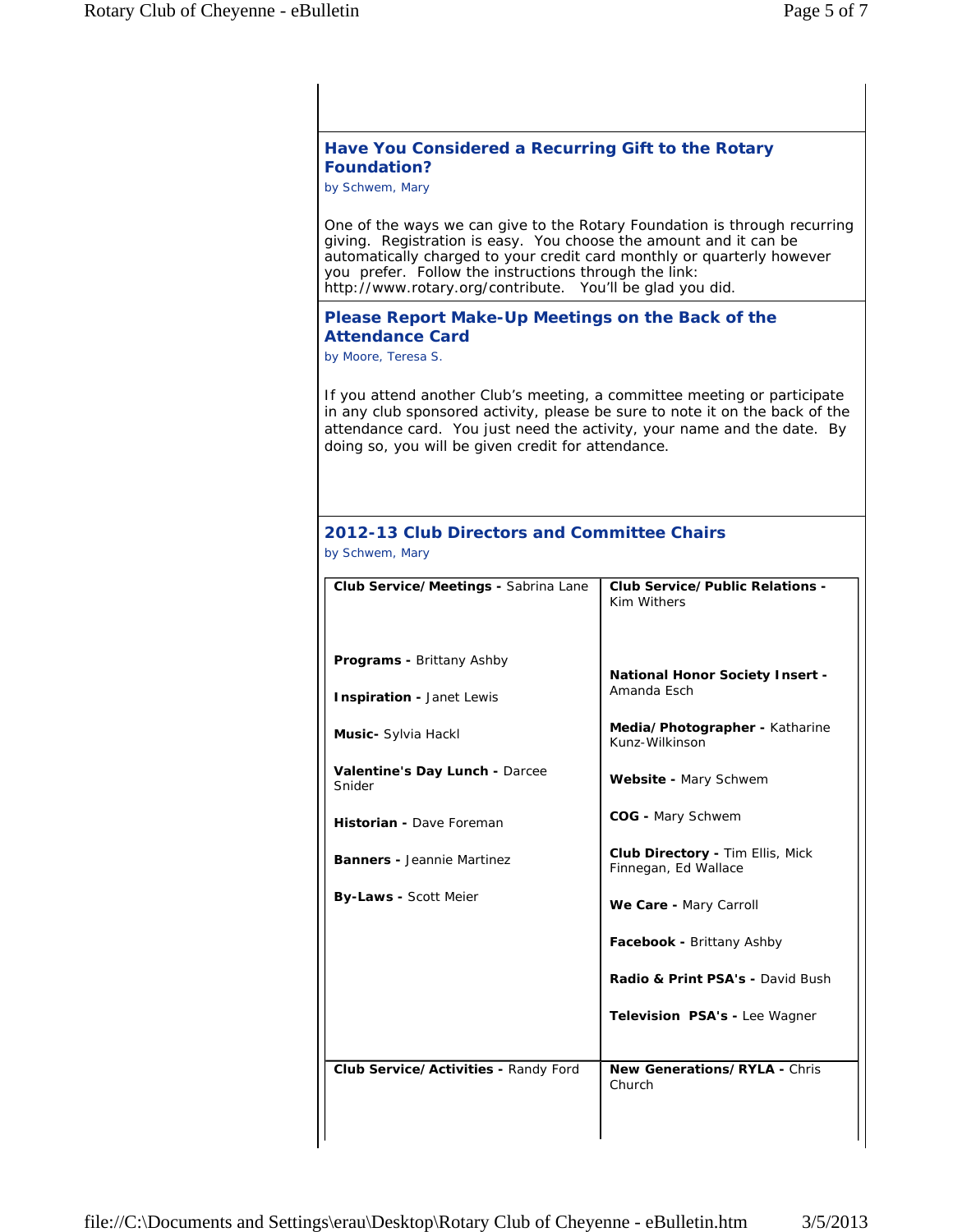## Have You Considered a Recurring Gift to the Rotary Foundation?

by Schwem, Mary

One of the ways we can give to the Rotary Foundation is through recurring giving. Registration is easy. You choose the amount and it can be automatically charged to your credit card monthly or quarterly however you prefer. Follow the instructions through the link: http://www.rotary.org/contribute. You'll be glad you did.

## Please Report Make-Up Meetings on the Back of the Attendance Card

by Moore, Teresa S.

If you attend another Club's meeting, a committee meeting or participate in any club sponsored activity, please be sure to note it on the back of the attendance card. You just need the activity, your name and the date. By doing so, you will be given credit for attendance.

## 2012-13 Club Directors and Committee Chairs

by Schwem, Mary

| | |
|---|---|
| **Club Service/Meetings -** Sabrina Lane<br><br>**Programs -** Brittany Ashby<br><br>**Inspiration -** Janet Lewis<br><br>**Music-** Sylvia Hackl<br><br>**Valentine's Day Lunch -** Darcee Snider<br><br>**Historian -** Dave Foreman<br><br>**Banners -** Jeannie Martinez<br><br>**By-Laws -** Scott Meier | **Club Service/Public Relations -** Kim Withers<br><br>**National Honor Society Insert -** Amanda Esch<br><br>**Media/Photographer -** Katharine Kunz-Wilkinson<br><br>**Website -** Mary Schwem<br><br>**COG -** Mary Schwem<br><br>**Club Directory -** Tim Ellis, Mick Finnegan, Ed Wallace<br><br>**We Care -** Mary Carroll<br><br>**Facebook -** Brittany Ashby<br><br>**Radio & Print PSA's -** David Bush<br><br>**Television PSA's -** Lee Wagner |
| **Club Service/Activities -** Randy Ford | **New Generations/RYLA -** Chris Church |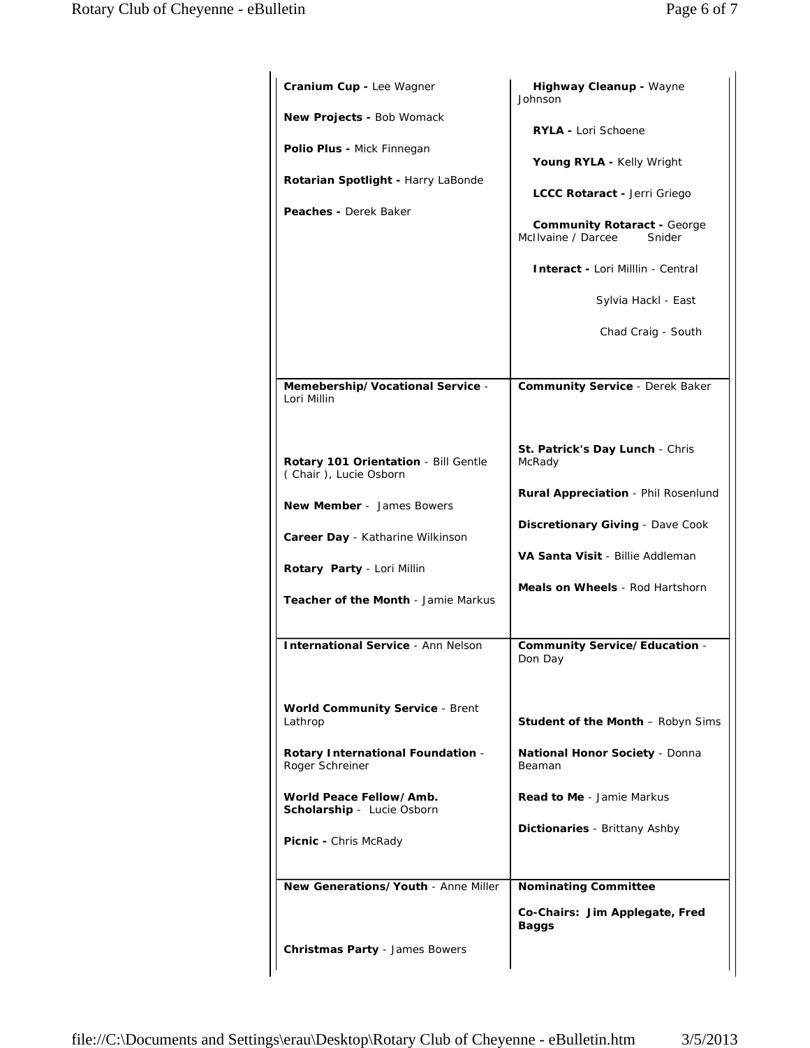| | |
|---|---|
| **Cranium Cup -** Lee Wagner<br><br>**New Projects -** Bob Womack<br><br>**Polio Plus -** Mick Finnegan<br><br>**Rotarian Spotlight -** Harry LaBonde<br><br>**Peaches -** Derek Baker | **Highway Cleanup -** Wayne Johnson<br><br>**RYLA -** Lori Schoene<br><br>**Young RYLA -** Kelly Wright<br><br>**LCCC Rotaract -** Jerri Griego<br><br>**Community Rotaract -** George McIlvaine / Darcee Snider<br><br>**Interact -** Lori Milllin - Central<br><br>Sylvia Hackl - East<br><br>Chad Craig - South |
| **Memebership/Vocational Service** - Lori Millin<br><br>**Rotary 101 Orientation** - Bill Gentle ( Chair ), Lucie Osborn<br><br>**New Member** - James Bowers<br><br>**Career Day** - Katharine Wilkinson<br><br>**Rotary Party** - Lori Millin<br><br>**Teacher of the Month** - Jamie Markus | **Community Service** - Derek Baker<br><br>**St. Patrick's Day Lunch** - Chris McRady<br><br>**Rural Appreciation** - Phil Rosenlund<br><br>**Discretionary Giving** - Dave Cook<br><br>**VA Santa Visit** - Billie Addleman<br><br>**Meals on Wheels** - Rod Hartshorn |
| **International Service** - Ann Nelson<br><br>**World Community Service** - Brent Lathrop<br><br>**Rotary International Foundation** - Roger Schreiner<br><br>**World Peace Fellow/Amb. Scholarship** - Lucie Osborn<br><br>**Picnic -** Chris McRady | **Community Service/Education** - Don Day<br><br>**Student of the Month** – Robyn Sims<br><br>**National Honor Society** - Donna Beaman<br><br>**Read to Me** - Jamie Markus<br><br>**Dictionaries** - Brittany Ashby |
| **New Generations/Youth** - Anne Miller<br><br>**Christmas Party** - James Bowers | **Nominating Committee**<br><br>**Co-Chairs: Jim Applegate, Fred Baggs** |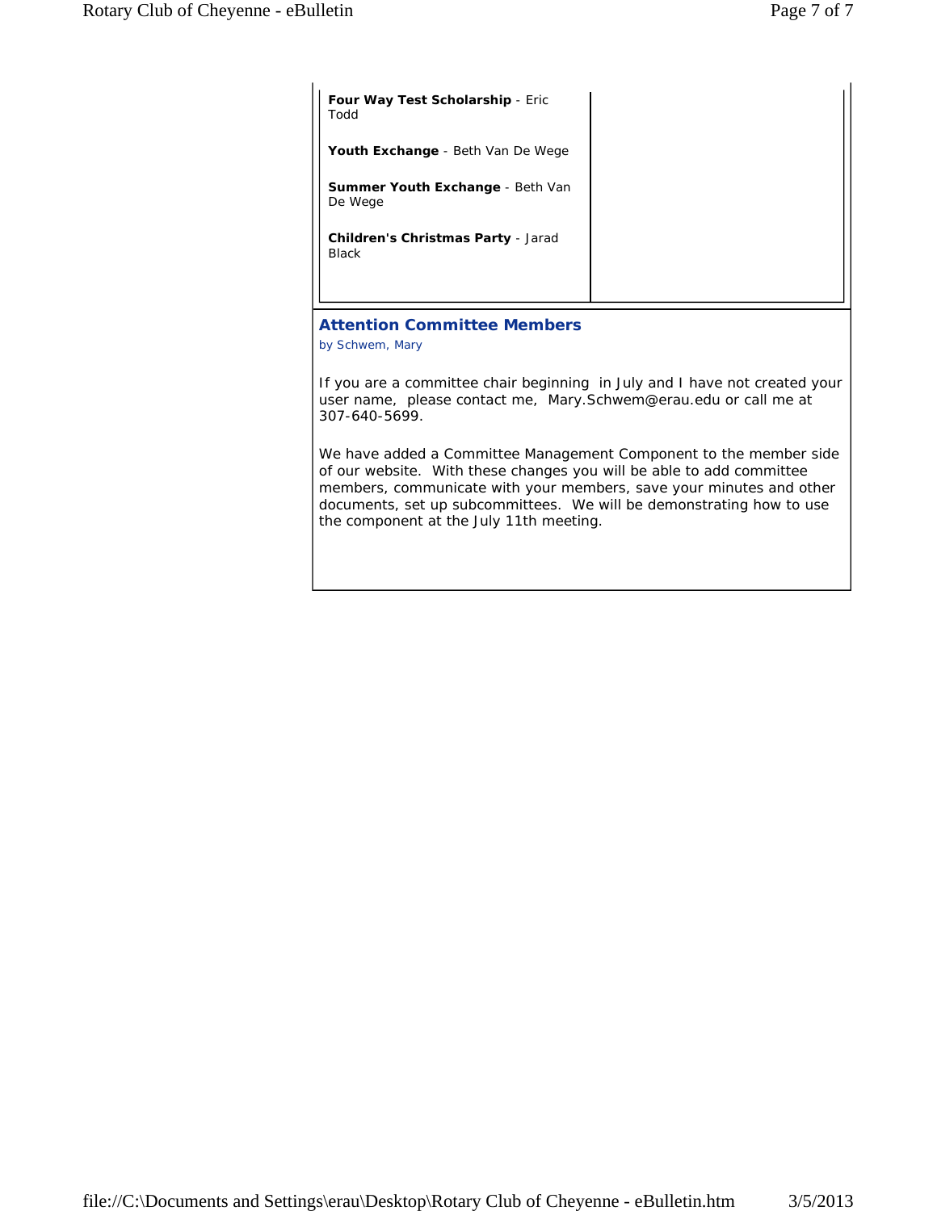**Four Way Test Scholarship** - Eric Todd

**Youth Exchange** - Beth Van De Wege

**Summer Youth Exchange** - Beth Van De Wege

**Children's Christmas Party** - Jarad Black

## Attention Committee Members

by Schwem, Mary

If you are a committee chair beginning in July and I have not created your user name, please contact me, Mary.Schwem@erau.edu or call me at 307-640-5699.

We have added a Committee Management Component to the member side of our website. With these changes you will be able to add committee members, communicate with your members, save your minutes and other documents, set up subcommittees. We will be demonstrating how to use the component at the July 11th meeting.